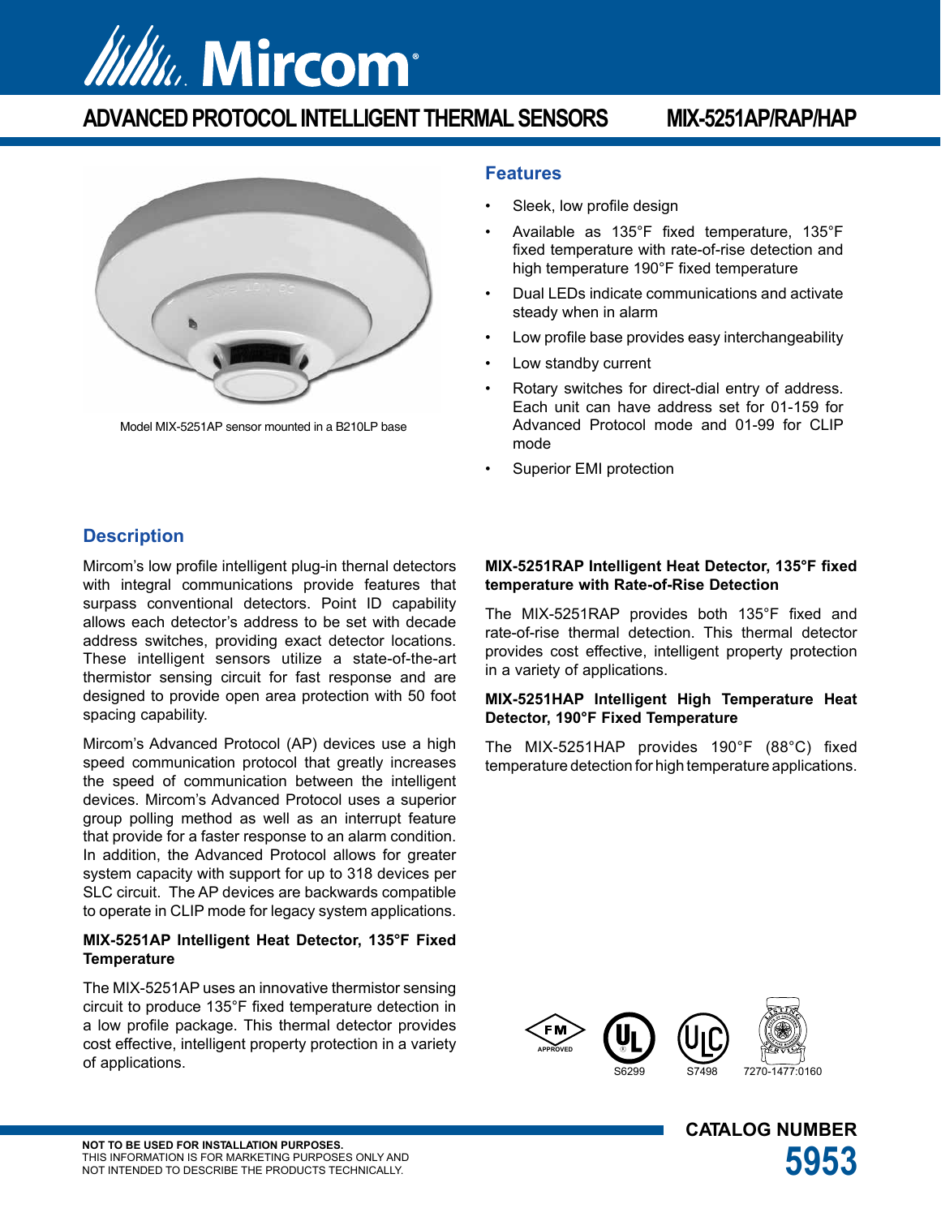# Mircom

## ADVANCED PROTOCOL INTELLIGENT THERMAL SENSORS MIX-5251AP/RAP/HAP

Model MIX-5251AP sensor mounted in a B210LP base

### Features

- Sleek, low profile design
- Available as 135°F fixed temperature, 135°F fixed temperature with rate-of-rise detection and high temperature 190°F fixed temperature
- Dual LEDs indicate communications and activate steady when in alarm
- Low profile base provides easy interchangeability
- Low standby current
- Rotary switches for direct-dial entry of address. Each unit can have address set for 01-159 for Advanced Protocol mode and 01-99 for CLIP mode
- Superior EMI protection

### Description

Mircom's low profile intelligent plug-in thernal detectors with integral communications provide features that surpass conventional detectors. Point ID capability allows each detector's address to be set with decade address switches, providing exact detector locations. These intelligent sensors utilize a state-of-the-art thermistor sensing circuit for fast response and are designed to provide open area protection with 50 foot spacing capability.

Mircom's Advanced Protocol (AP) devices use a high speed communication protocol that greatly increases the speed of communication between the intelligent devices. Mircom's Advanced Protocol uses a superior group polling method as well as an interrupt feature that provide for a faster response to an alarm condition. In addition, the Advanced Protocol allows for greater system capacity with support for up to 318 devices per SLC circuit. The AP devices are backwards compatible to operate in CLIP mode for legacy system applications.

**MIX-5251AP Intelligent Heat Detector, 135°F Fixed Temperature**

The MIX-5251AP uses an innovative thermistor sensing circuit to produce 135°F fixed temperature detection in a low profile package. This thermal detector provides cost effective, intelligent property protection in a variety of applications.

**MIX-5251RAP Intelligent Heat Detector, 135°F fixed temperature with Rate-of-Rise Detection**

The MIX-5251RAP provides both 135°F fixed and rate-of-rise thermal detection. This thermal detector provides cost effective, intelligent property protection in a variety of applications.

**MIX-5251HAP Intelligent High Temperature Heat Detector, 190°F Fixed Temperature**

The MIX-5251HAP provides 190°F (88°C) fixed temperature detection for high temperature applications.

FM APPROVED · UL S6299 · ULC S7498 · 7270-1477:0160

**NOT TO BE USED FOR INSTALLATION PURPOSES.**
THIS INFORMATION IS FOR MARKETING PURPOSES ONLY AND NOT INTENDED TO DESCRIBE THE PRODUCTS TECHNICALLY.

**CATALOG NUMBER 5953**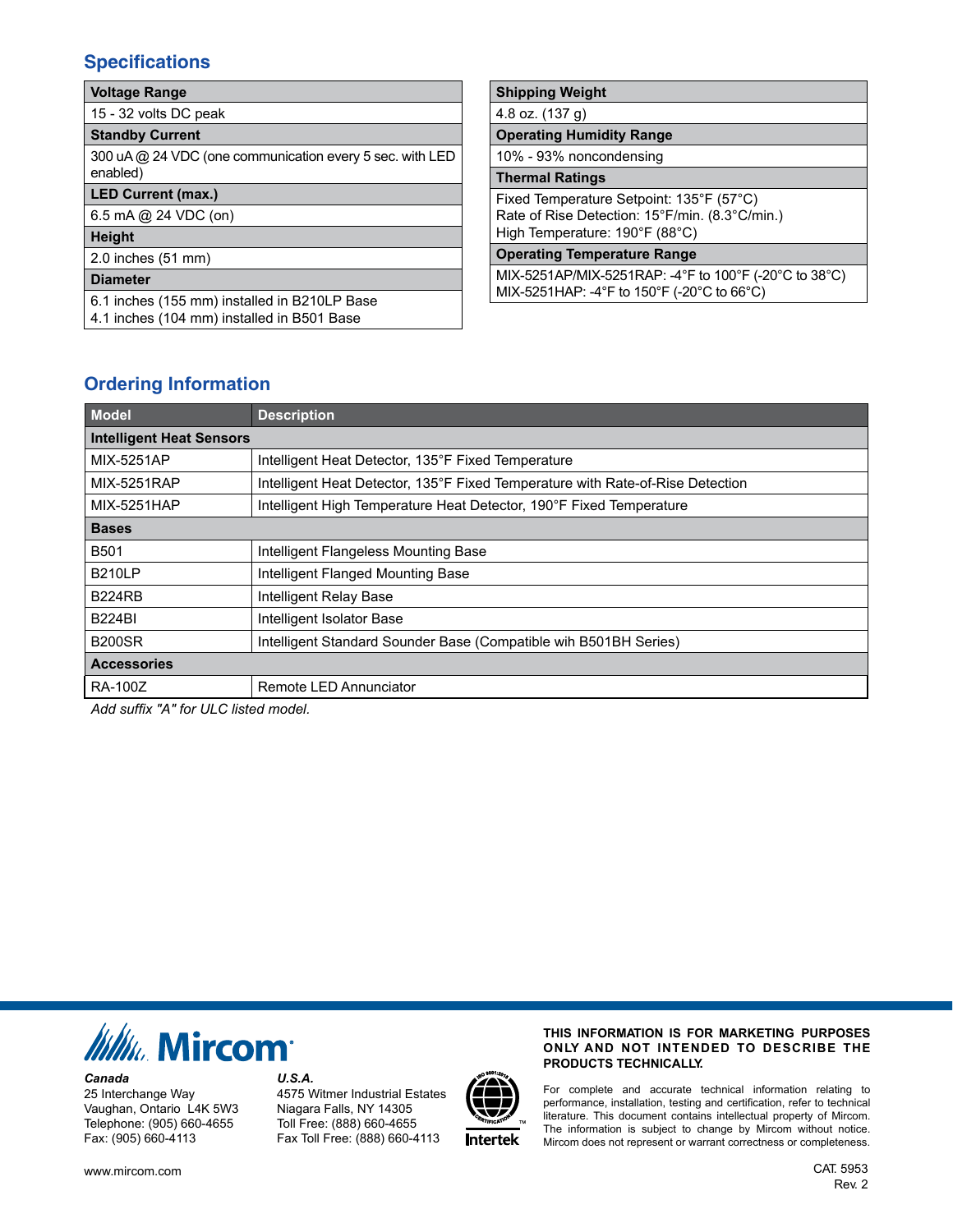## Specifications

| Voltage Range |
|---|
| 15 - 32 volts DC peak |
| **Standby Current** |
| 300 uA @ 24 VDC (one communication every 5 sec. with LED enabled) |
| **LED Current (max.)** |
| 6.5 mA @ 24 VDC (on) |
| **Height** |
| 2.0 inches (51 mm) |
| **Diameter** |
| 6.1 inches (155 mm) installed in B210LP Base<br>4.1 inches (104 mm) installed in B501 Base |

| Shipping Weight |
|---|
| 4.8 oz. (137 g) |
| **Operating Humidity Range** |
| 10% - 93% noncondensing |
| **Thermal Ratings** |
| Fixed Temperature Setpoint: 135°F (57°C)<br>Rate of Rise Detection: 15°F/min. (8.3°C/min.)<br>High Temperature: 190°F (88°C) |
| **Operating Temperature Range** |
| MIX-5251AP/MIX-5251RAP: -4°F to 100°F (-20°C to 38°C)<br>MIX-5251HAP: -4°F to 150°F (-20°C to 66°C) |

## Ordering Information

| Model | Description |
|---|---|
| **Intelligent Heat Sensors** | |
| MIX-5251AP | Intelligent Heat Detector, 135°F Fixed Temperature |
| MIX-5251RAP | Intelligent Heat Detector, 135°F Fixed Temperature with Rate-of-Rise Detection |
| MIX-5251HAP | Intelligent High Temperature Heat Detector, 190°F Fixed Temperature |
| **Bases** | |
| B501 | Intelligent Flangeless Mounting Base |
| B210LP | Intelligent Flanged Mounting Base |
| B224RB | Intelligent Relay Base |
| B224BI | Intelligent Isolator Base |
| B200SR | Intelligent Standard Sounder Base (Compatible wih B501BH Series) |
| **Accessories** | |
| RA-100Z | Remote LED Annunciator |

*Add suffix "A" for ULC listed model.*

Mircom

***Canada***
25 Interchange Way
Vaughan, Ontario L4K 5W3
Telephone: (905) 660-4655
Fax: (905) 660-4113

***U.S.A.***
4575 Witmer Industrial Estates
Niagara Falls, NY 14305
Toll Free: (888) 660-4655
Fax Toll Free: (888) 660-4113

Intertek

**THIS INFORMATION IS FOR MARKETING PURPOSES ONLY AND NOT INTENDED TO DESCRIBE THE PRODUCTS TECHNICALLY.**

For complete and accurate technical information relating to performance, installation, testing and certification, refer to technical literature. This document contains intellectual property of Mircom. The information is subject to change by Mircom without notice. Mircom does not represent or warrant correctness or completeness.

www.mircom.com

CAT. 5953
Rev. 2